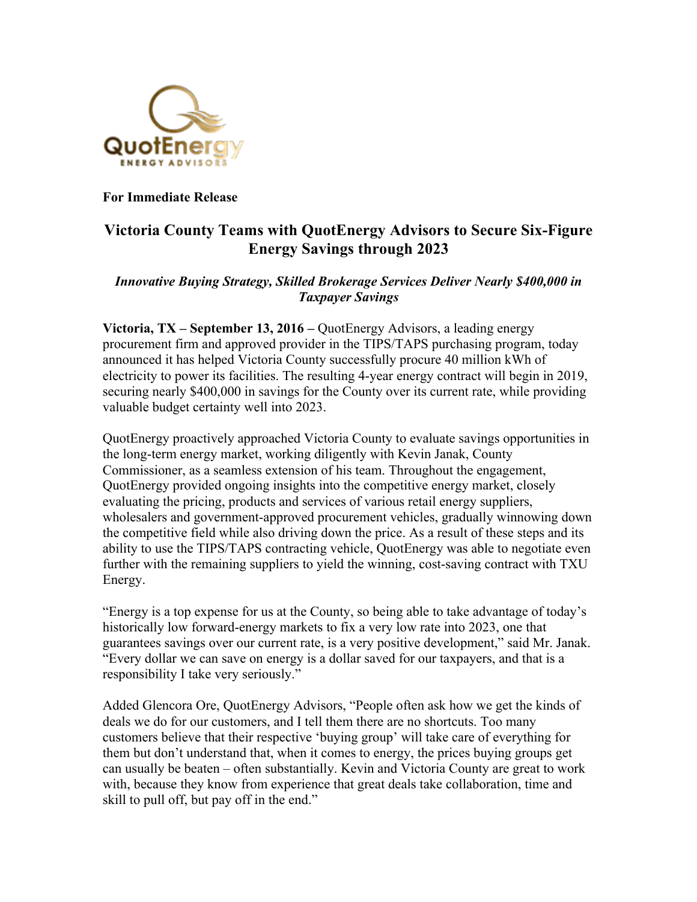**For Immediate Release**

# Victoria County Teams with QuotEnergy Advisors to Secure Six-Figure Energy Savings through 2023

***Innovative Buying Strategy, Skilled Brokerage Services Deliver Nearly $400,000 in Taxpayer Savings***

**Victoria, TX – September 13, 2016 –** QuotEnergy Advisors, a leading energy procurement firm and approved provider in the TIPS/TAPS purchasing program, today announced it has helped Victoria County successfully procure 40 million kWh of electricity to power its facilities. The resulting 4-year energy contract will begin in 2019, securing nearly $400,000 in savings for the County over its current rate, while providing valuable budget certainty well into 2023.

QuotEnergy proactively approached Victoria County to evaluate savings opportunities in the long-term energy market, working diligently with Kevin Janak, County Commissioner, as a seamless extension of his team. Throughout the engagement, QuotEnergy provided ongoing insights into the competitive energy market, closely evaluating the pricing, products and services of various retail energy suppliers, wholesalers and government-approved procurement vehicles, gradually winnowing down the competitive field while also driving down the price. As a result of these steps and its ability to use the TIPS/TAPS contracting vehicle, QuotEnergy was able to negotiate even further with the remaining suppliers to yield the winning, cost-saving contract with TXU Energy.

"Energy is a top expense for us at the County, so being able to take advantage of today's historically low forward-energy markets to fix a very low rate into 2023, one that guarantees savings over our current rate, is a very positive development," said Mr. Janak. "Every dollar we can save on energy is a dollar saved for our taxpayers, and that is a responsibility I take very seriously."

Added Glencora Ore, QuotEnergy Advisors, "People often ask how we get the kinds of deals we do for our customers, and I tell them there are no shortcuts. Too many customers believe that their respective 'buying group' will take care of everything for them but don't understand that, when it comes to energy, the prices buying groups get can usually be beaten – often substantially. Kevin and Victoria County are great to work with, because they know from experience that great deals take collaboration, time and skill to pull off, but pay off in the end."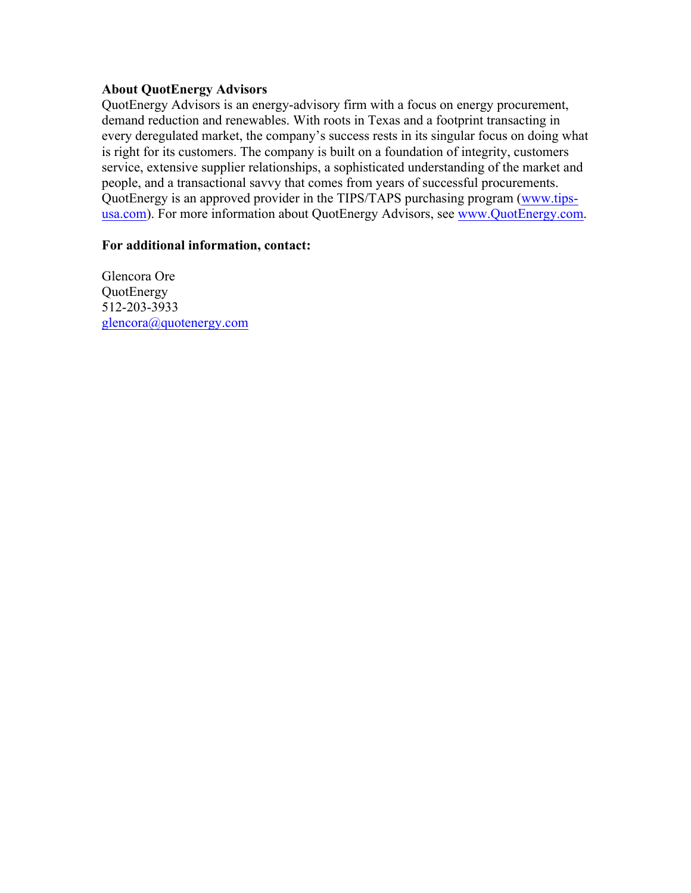**About QuotEnergy Advisors**

QuotEnergy Advisors is an energy-advisory firm with a focus on energy procurement, demand reduction and renewables. With roots in Texas and a footprint transacting in every deregulated market, the company's success rests in its singular focus on doing what is right for its customers. The company is built on a foundation of integrity, customers service, extensive supplier relationships, a sophisticated understanding of the market and people, and a transactional savvy that comes from years of successful procurements. QuotEnergy is an approved provider in the TIPS/TAPS purchasing program (www.tips-usa.com). For more information about QuotEnergy Advisors, see www.QuotEnergy.com.

**For additional information, contact:**

Glencora Ore
QuotEnergy
512-203-3933
glencora@quotenergy.com